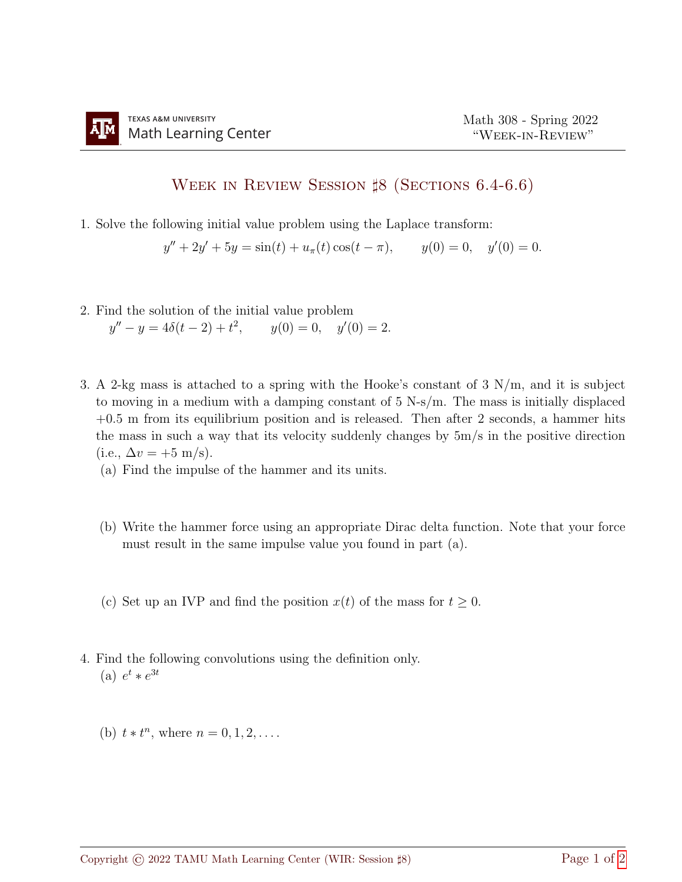# Week in Review Session ♯8 (Sections 6.4-6.6)

1. Solve the following initial value problem using the Laplace transform:

$$y'' + 2y' + 5y = \sin(t) + u_\pi(t)\cos(t-\pi), \qquad y(0) = 0, \quad y'(0) = 0.$$

2. Find the solution of the initial value problem
   $y'' - y = 4\delta(t-2) + t^2, \qquad y(0) = 0, \quad y'(0) = 2.$

3. A 2-kg mass is attached to a spring with the Hooke's constant of 3 N/m, and it is subject to moving in a medium with a damping constant of 5 N-s/m. The mass is initially displaced +0.5 m from its equilibrium position and is released. Then after 2 seconds, a hammer hits the mass in such a way that its velocity suddenly changes by 5m/s in the positive direction (i.e., $\Delta v = +5$ m/s).

   (a) Find the impulse of the hammer and its units.

   (b) Write the hammer force using an appropriate Dirac delta function. Note that your force must result in the same impulse value you found in part (a).

   (c) Set up an IVP and find the position $x(t)$ of the mass for $t \geq 0$.

4. Find the following convolutions using the definition only.

   (a) $e^t * e^{3t}$

   (b) $t * t^n$, where $n = 0, 1, 2, \ldots$.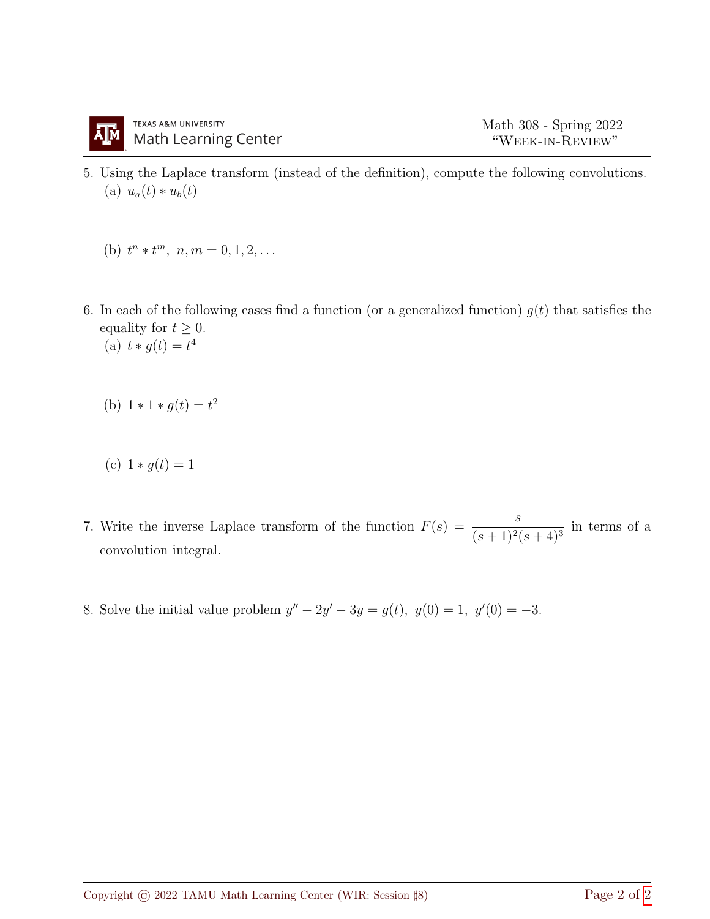5. Using the Laplace transform (instead of the definition), compute the following convolutions.

   (a) $u_a(t) * u_b(t)$

   (b) $t^n * t^m, \; n, m = 0, 1, 2, \ldots$

6. In each of the following cases find a function (or a generalized function) $g(t)$ that satisfies the equality for $t \geq 0$.

   (a) $t * g(t) = t^4$

   (b) $1 * 1 * g(t) = t^2$

   (c) $1 * g(t) = 1$

7. Write the inverse Laplace transform of the function $F(s) = \dfrac{s}{(s+1)^2(s+4)^3}$ in terms of a convolution integral.

8. Solve the initial value problem $y'' - 2y' - 3y = g(t), \; y(0) = 1, \; y'(0) = -3.$